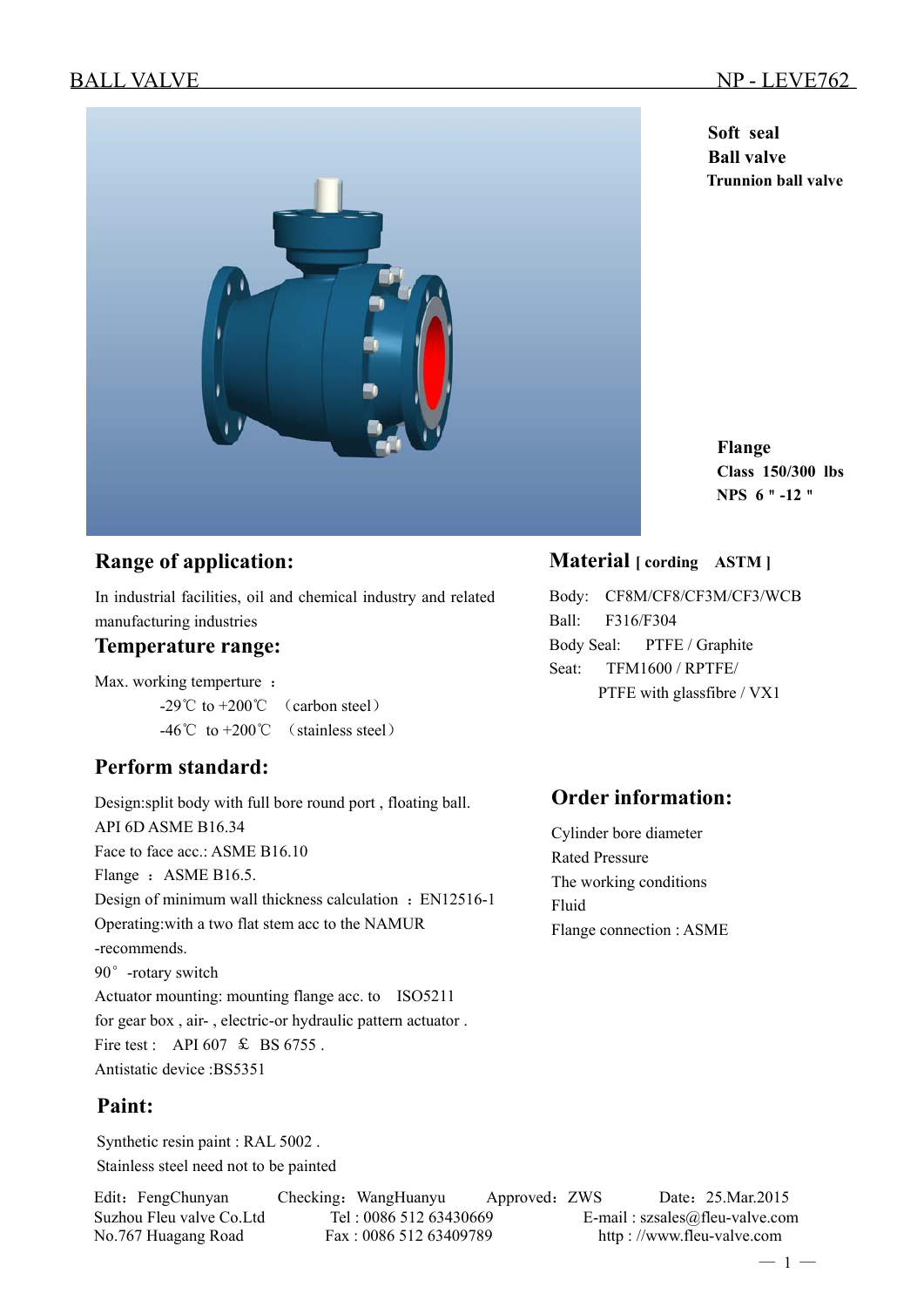# BALL VALVE NP - LEVE762

**Soft seal**
**Ball valve**
**Trunnion ball valve**

**Flange**
**Class 150/300 lbs**
**NPS 6 " -12 "**

## Range of application:

In industrial facilities, oil and chemical industry and related manufacturing industries

## Temperature range:

Max. working temperture ：

-29℃ to +200℃ （carbon steel）
-46℃ to +200℃ （stainless steel）

## Perform standard:

Design:split body with full bore round port , floating ball.
API 6D ASME B16.34
Face to face acc.: ASME B16.10
Flange ：ASME B16.5.
Design of minimum wall thickness calculation ：EN12516-1
Operating:with a two flat stem acc to the NAMUR -recommends.
90° -rotary switch
Actuator mounting: mounting flange acc. to ISO5211
for gear box , air- , electric-or hydraulic pattern actuator .
Fire test : API 607 ＆ BS 6755 .
Antistatic device :BS5351

## Paint:

Synthetic resin paint : RAL 5002 .
Stainless steel need not to be painted

## Material [ cording ASTM ]

Body: CF8M/CF8/CF3M/CF3/WCB
Ball: F316/F304
Body Seal: PTFE / Graphite
Seat: TFM1600 / RPTFE/
PTFE with glassfibre / VX1

## Order information:

Cylinder bore diameter
Rated Pressure
The working conditions
Fluid
Flange connection : ASME

Edit：FengChunyan Checking：WangHuanyu Approved：ZWS Date：25.Mar.2015
Suzhou Fleu valve Co.Ltd Tel : 0086 512 63430669 E-mail : szsales@fleu-valve.com
No.767 Huagang Road Fax : 0086 512 63409789 http : //www.fleu-valve.com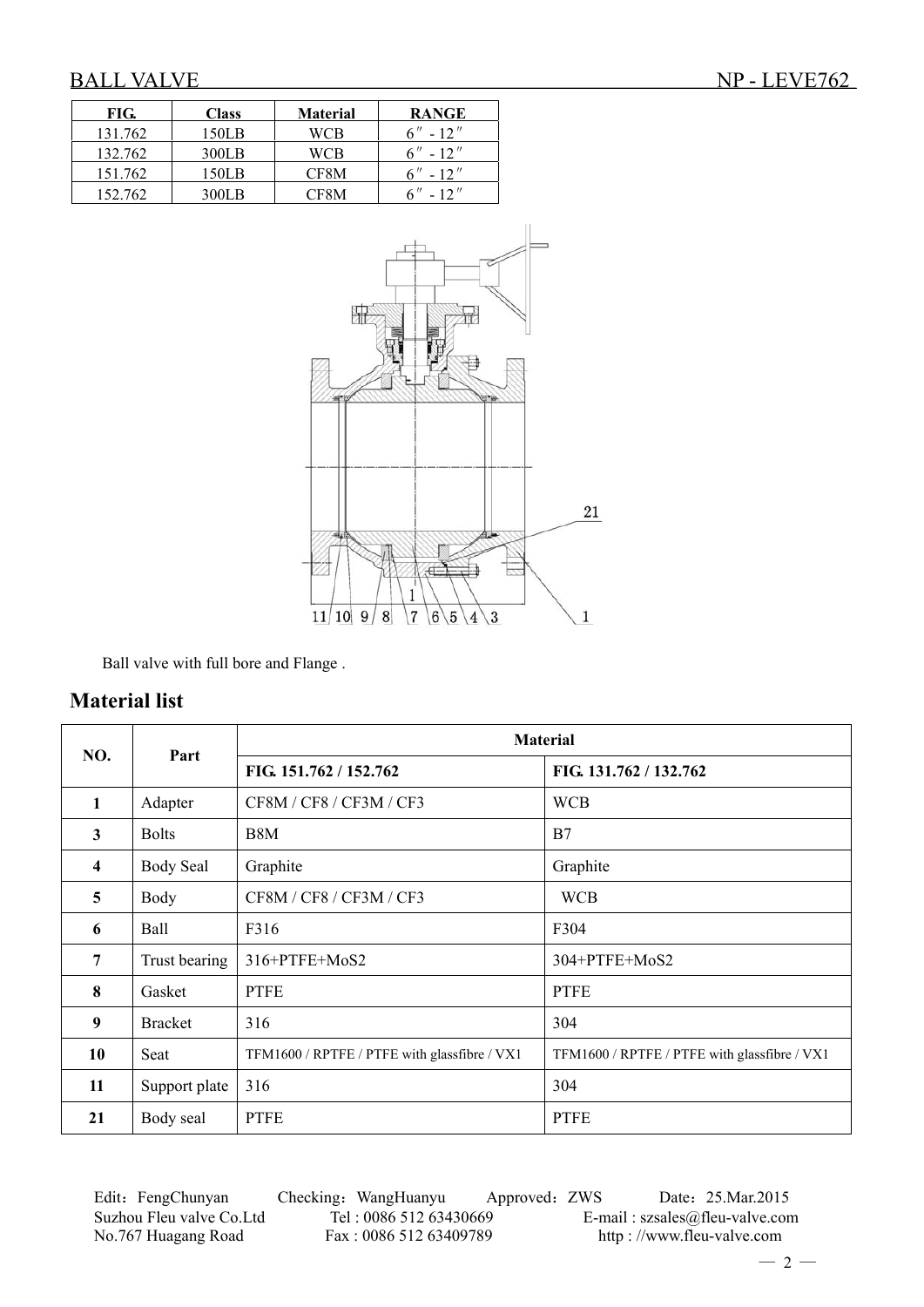# BALL VALVE NP - LEVE762

| FIG. | Class | Material | RANGE |
|---|---|---|---|
| 131.762 | 150LB | WCB | 6″ - 12″ |
| 132.762 | 300LB | WCB | 6″ - 12″ |
| 151.762 | 150LB | CF8M | 6″ - 12″ |
| 152.762 | 300LB | CF8M | 6″ - 12″ |

Ball valve with full bore and Flange .

## Material list

| NO. | Part | Material | |
|---|---|---|---|
| | | FIG. 151.762 / 152.762 | FIG. 131.762 / 132.762 |
| **1** | Adapter | CF8M / CF8 / CF3M / CF3 | WCB |
| **3** | Bolts | B8M | B7 |
| **4** | Body Seal | Graphite | Graphite |
| **5** | Body | CF8M / CF8 / CF3M / CF3 | WCB |
| **6** | Ball | F316 | F304 |
| **7** | Trust bearing | 316+PTFE+MoS2 | 304+PTFE+MoS2 |
| **8** | Gasket | PTFE | PTFE |
| **9** | Bracket | 316 | 304 |
| **10** | Seat | TFM1600 / RPTFE / PTFE with glassfibre / VX1 | TFM1600 / RPTFE / PTFE with glassfibre / VX1 |
| **11** | Support plate | 316 | 304 |
| **21** | Body seal | PTFE | PTFE |

Edit：FengChunyan Checking：WangHuanyu Approved：ZWS Date：25.Mar.2015
Suzhou Fleu valve Co.Ltd Tel : 0086 512 63430669 E-mail : szsales@fleu-valve.com
No.767 Huagang Road Fax : 0086 512 63409789 http : //www.fleu-valve.com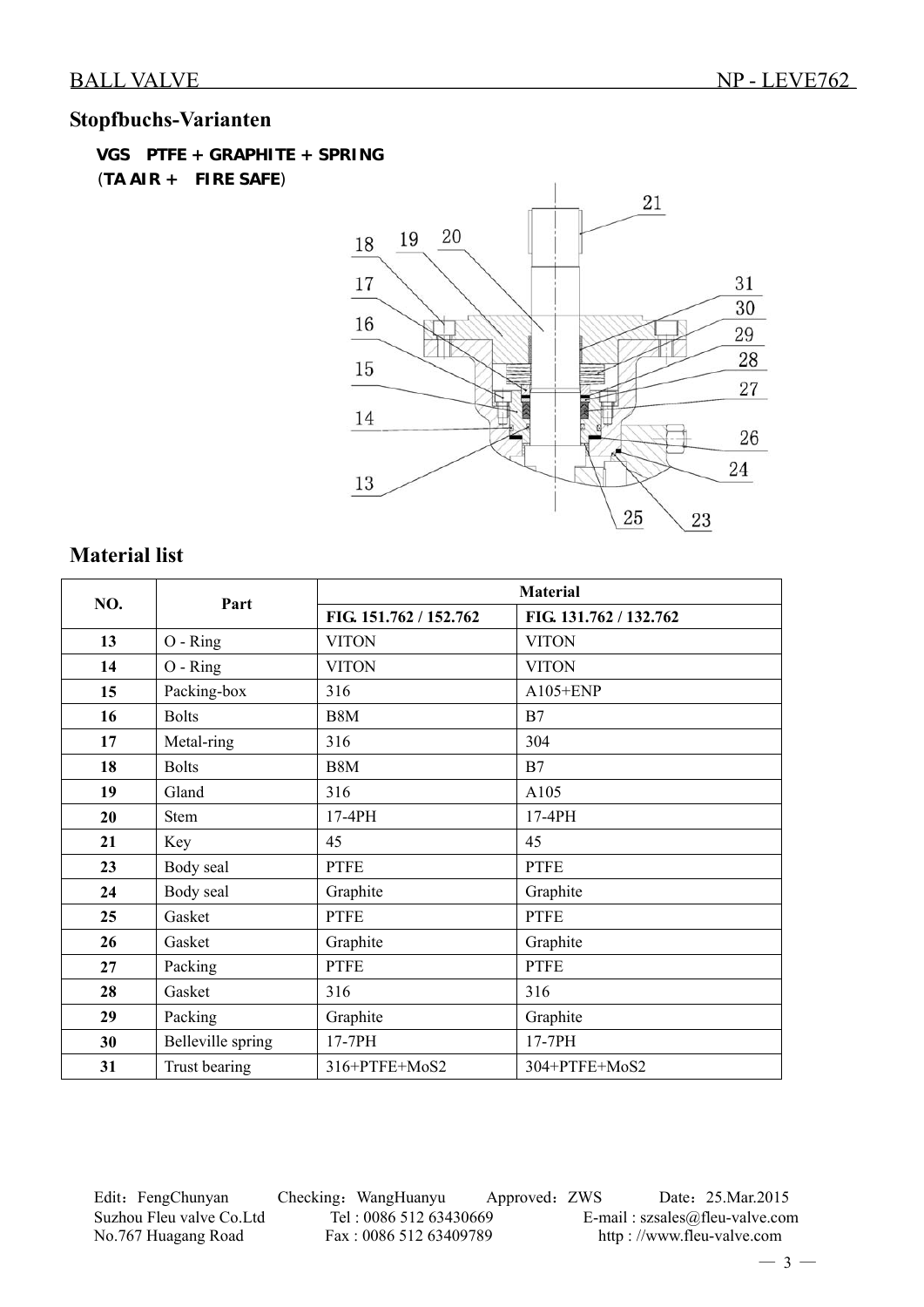## Stopfbuchs-Varianten

**VGS PTFE + GRAPHITE + SPRING**
(**TA AIR + FIRE SAFE**)

## Material list

| NO. | Part | Material | |
|---|---|---|---|
| | | FIG. 151.762 / 152.762 | FIG. 131.762 / 132.762 |
| 13 | O - Ring | VITON | VITON |
| 14 | O - Ring | VITON | VITON |
| 15 | Packing-box | 316 | A105+ENP |
| 16 | Bolts | B8M | B7 |
| 17 | Metal-ring | 316 | 304 |
| 18 | Bolts | B8M | B7 |
| 19 | Gland | 316 | A105 |
| 20 | Stem | 17-4PH | 17-4PH |
| 21 | Key | 45 | 45 |
| 23 | Body seal | PTFE | PTFE |
| 24 | Body seal | Graphite | Graphite |
| 25 | Gasket | PTFE | PTFE |
| 26 | Gasket | Graphite | Graphite |
| 27 | Packing | PTFE | PTFE |
| 28 | Gasket | 316 | 316 |
| 29 | Packing | Graphite | Graphite |
| 30 | Belleville spring | 17-7PH | 17-7PH |
| 31 | Trust bearing | 316+PTFE+MoS2 | 304+PTFE+MoS2 |

Edit：FengChunyan Checking：WangHuanyu Approved：ZWS Date：25.Mar.2015
Suzhou Fleu valve Co.Ltd Tel : 0086 512 63430669 E-mail : szsales@fleu-valve.com
No.767 Huagang Road Fax : 0086 512 63409789 http : //www.fleu-valve.com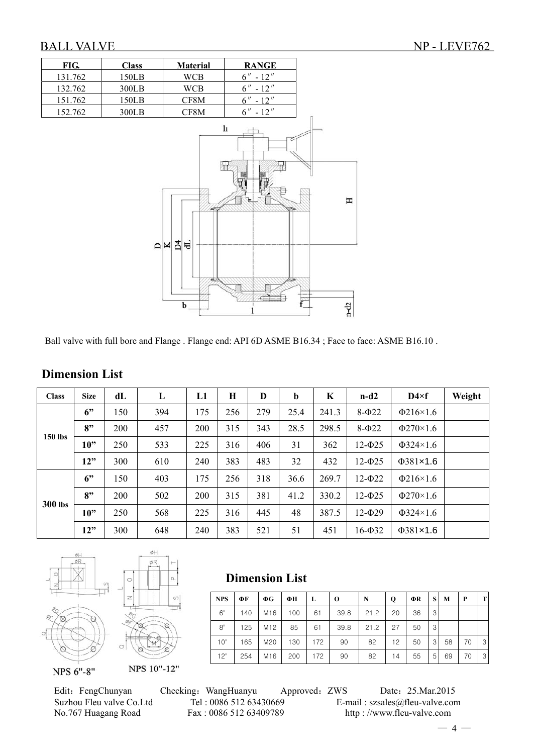# BALL VALVE

NP - LEVE762

| FIG. | Class | Material | RANGE |
|---|---|---|---|
| 131.762 | 150LB | WCB | 6″ - 12″ |
| 132.762 | 300LB | WCB | 6″ - 12″ |
| 151.762 | 150LB | CF8M | 6″ - 12″ |
| 152.762 | 300LB | CF8M | 6″ - 12″ |

Ball valve with full bore and Flange . Flange end: API 6D ASME B16.34 ; Face to face: ASME B16.10 .

## Dimension List

| Class | Size | dL | L | L1 | H | D | b | K | n-d2 | D4×f | Weight |
|---|---|---|---|---|---|---|---|---|---|---|---|
| 150 lbs | 6” | 150 | 394 | 175 | 256 | 279 | 25.4 | 241.3 | 8-Φ22 | Φ216×1.6 | |
| | 8” | 200 | 457 | 200 | 315 | 343 | 28.5 | 298.5 | 8-Φ22 | Φ270×1.6 | |
| | 10” | 250 | 533 | 225 | 316 | 406 | 31 | 362 | 12-Φ25 | Φ324×1.6 | |
| | 12” | 300 | 610 | 240 | 383 | 483 | 32 | 432 | 12-Φ25 | Φ381×1.6 | |
| 300 lbs | 6” | 150 | 403 | 175 | 256 | 318 | 36.6 | 269.7 | 12-Φ22 | Φ216×1.6 | |
| | 8” | 200 | 502 | 200 | 315 | 381 | 41.2 | 330.2 | 12-Φ25 | Φ270×1.6 | |
| | 10” | 250 | 568 | 225 | 316 | 445 | 48 | 387.5 | 12-Φ29 | Φ324×1.6 | |
| | 12” | 300 | 648 | 240 | 383 | 521 | 51 | 451 | 16-Φ32 | Φ381×1.6 | |

NPS 6"-8" NPS 10"-12"

## Dimension List

| NPS | ΦF | ΦG | ΦH | L | O | N | Q | ΦR | S | M | P | T |
|---|---|---|---|---|---|---|---|---|---|---|---|---|
| 6" | 140 | M16 | 100 | 61 | 39.8 | 21.2 | 20 | 36 | 3 | | | |
| 8" | 125 | M12 | 85 | 61 | 39.8 | 21.2 | 27 | 50 | 3 | | | |
| 10" | 165 | M20 | 130 | 172 | 90 | 82 | 12 | 50 | 3 | 58 | 70 | 3 |
| 12" | 254 | M16 | 200 | 172 | 90 | 82 | 14 | 55 | 5 | 69 | 70 | 3 |

Edit：FengChunyan Checking：WangHuanyu Approved：ZWS Date：25.Mar.2015

Suzhou Fleu valve Co.Ltd Tel : 0086 512 63430669 E-mail : szsales@fleu-valve.com

No.767 Huagang Road Fax : 0086 512 63409789 http : //www.fleu-valve.com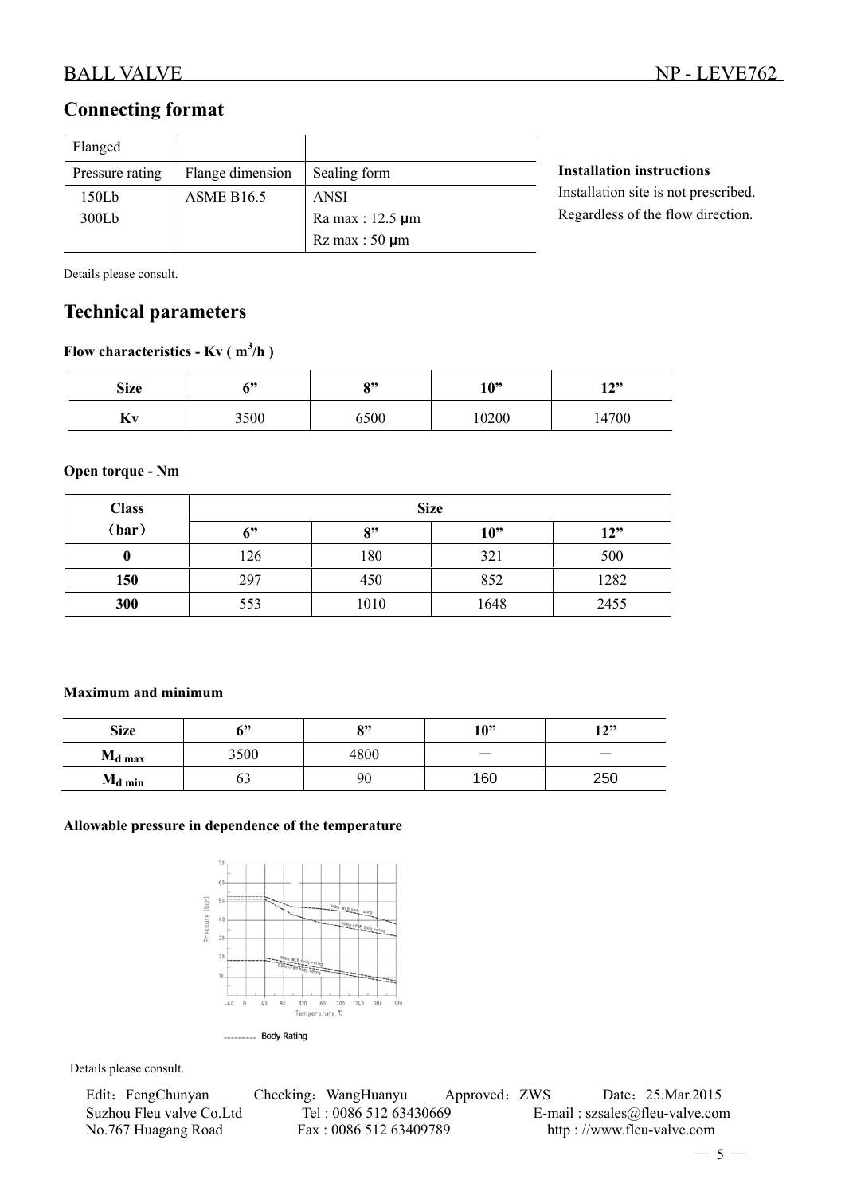## Connecting format

| Flanged | | |
|---|---|---|
| Pressure rating | Flange dimension | Sealing form |
| 150Lb<br>300Lb | ASME B16.5 | ANSI<br>Ra max : 12.5 μm<br>Rz max : 50 μm |

**Installation instructions**

Installation site is not prescribed.
Regardless of the flow direction.

Details please consult.

## Technical parameters

**Flow characteristics - Kv ( $m^3/h$ )**

| Size | 6" | 8" | 10" | 12" |
|---|---|---|---|---|
| Kv | 3500 | 6500 | 10200 | 14700 |

**Open torque - Nm**

| Class<br>（bar） | Size | | | |
|---|---|---|---|---|
| | 6" | 8" | 10" | 12" |
| **0** | 126 | 180 | 321 | 500 |
| **150** | 297 | 450 | 852 | 1282 |
| **300** | 553 | 1010 | 1648 | 2455 |

**Maximum and minimum**

| Size | 6" | 8" | 10" | 12" |
|---|---|---|---|---|
| $M_{d\ max}$ | 3500 | 4800 | — | — |
| $M_{d\ min}$ | 63 | 90 | 160 | 250 |

**Allowable pressure in dependence of the temperature**

70
60
50
40
30
20
10
Pressure (bar)
-40 0 40 80 120 160 200 240 280 320
Temperature ℃
300lb WCB body rating
300lb CF8M body rating
150lb WCB body rating
150lb CF8M body rating
Body Rating

Details please consult.

Edit：FengChunyan Checking：WangHuanyu Approved：ZWS Date：25.Mar.2015
Suzhou Fleu valve Co.Ltd Tel : 0086 512 63430669 E-mail : szsales@fleu-valve.com
No.767 Huagang Road Fax : 0086 512 63409789 http : //www.fleu-valve.com